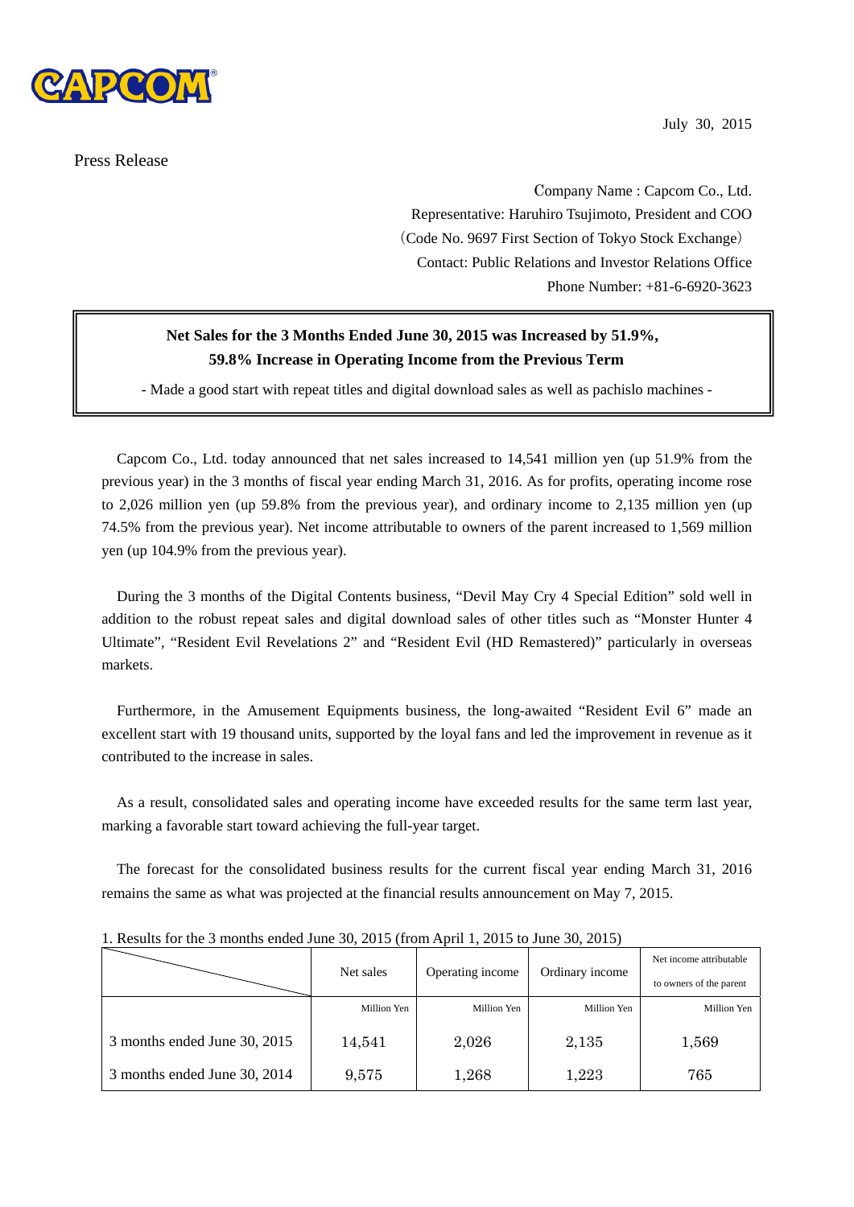CAPCOM

July 30, 2015

Press Release

Company Name : Capcom Co., Ltd.
Representative: Haruhiro Tsujimoto, President and COO
(Code No. 9697 First Section of Tokyo Stock Exchange)
Contact: Public Relations and Investor Relations Office
Phone Number: +81-6-6920-3623

**Net Sales for the 3 Months Ended June 30, 2015 was Increased by 51.9%, 59.8% Increase in Operating Income from the Previous Term**

- Made a good start with repeat titles and digital download sales as well as pachislo machines -

Capcom Co., Ltd. today announced that net sales increased to 14,541 million yen (up 51.9% from the previous year) in the 3 months of fiscal year ending March 31, 2016. As for profits, operating income rose to 2,026 million yen (up 59.8% from the previous year), and ordinary income to 2,135 million yen (up 74.5% from the previous year). Net income attributable to owners of the parent increased to 1,569 million yen (up 104.9% from the previous year).

During the 3 months of the Digital Contents business, "Devil May Cry 4 Special Edition" sold well in addition to the robust repeat sales and digital download sales of other titles such as "Monster Hunter 4 Ultimate", "Resident Evil Revelations 2" and "Resident Evil (HD Remastered)" particularly in overseas markets.

Furthermore, in the Amusement Equipments business, the long-awaited "Resident Evil 6" made an excellent start with 19 thousand units, supported by the loyal fans and led the improvement in revenue as it contributed to the increase in sales.

As a result, consolidated sales and operating income have exceeded results for the same term last year, marking a favorable start toward achieving the full-year target.

The forecast for the consolidated business results for the current fiscal year ending March 31, 2016 remains the same as what was projected at the financial results announcement on May 7, 2015.

1. Results for the 3 months ended June 30, 2015 (from April 1, 2015 to June 30, 2015)

| | Net sales | Operating income | Ordinary income | Net income attributable to owners of the parent |
|---|---|---|---|---|
| | Million Yen | Million Yen | Million Yen | Million Yen |
| 3 months ended June 30, 2015 | 14,541 | 2,026 | 2,135 | 1,569 |
| 3 months ended June 30, 2014 | 9,575 | 1,268 | 1,223 | 765 |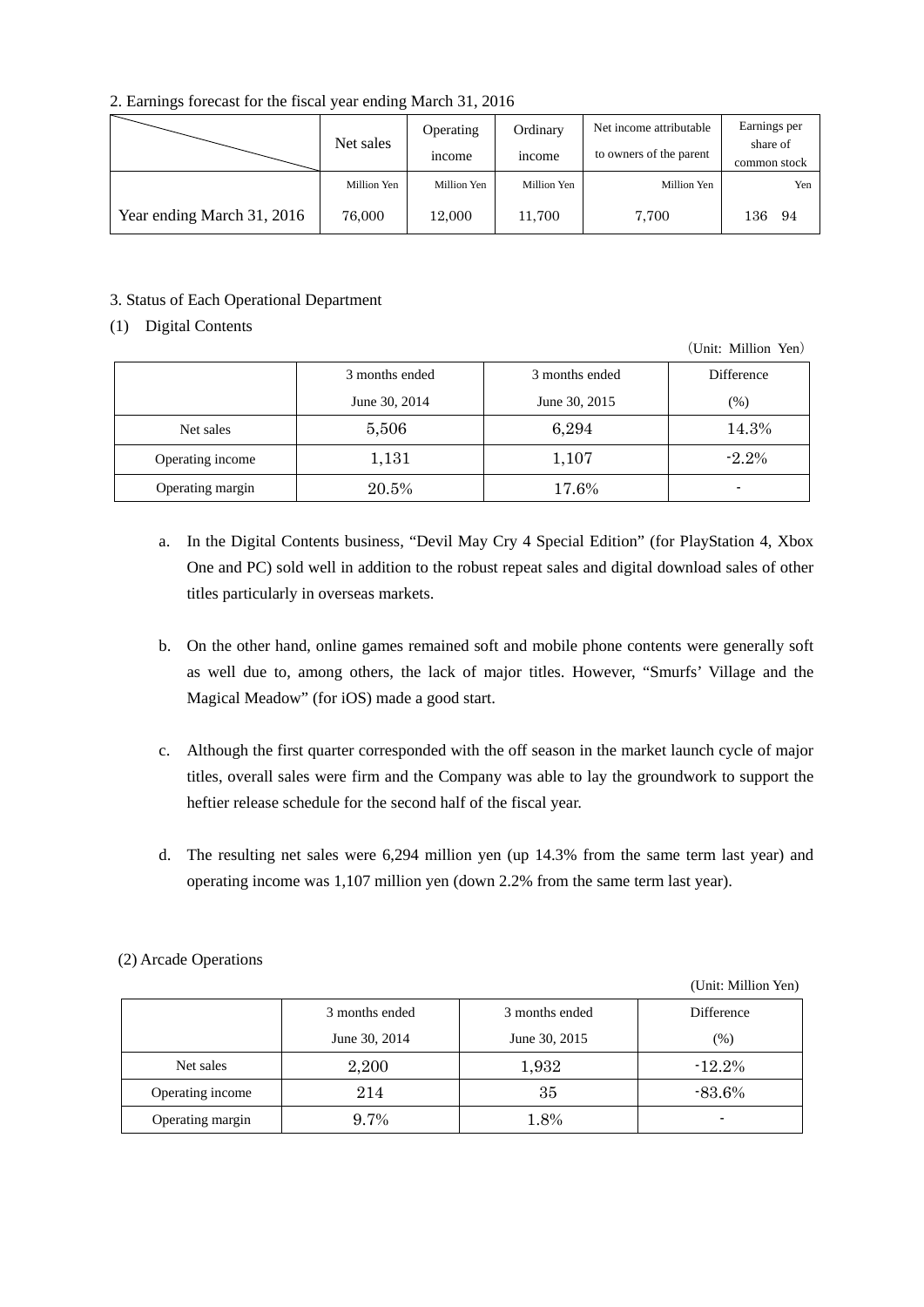2. Earnings forecast for the fiscal year ending March 31, 2016

| | Net sales | Operating income | Ordinary income | Net income attributable to owners of the parent | Earnings per share of common stock |
|---|---|---|---|---|---|
| | Million Yen | Million Yen | Million Yen | Million Yen | Yen |
| Year ending March 31, 2016 | 76,000 | 12,000 | 11,700 | 7,700 | 136　94 |

3. Status of Each Operational Department

(1) Digital Contents

（Unit: Million Yen）

| | 3 months ended June 30, 2014 | 3 months ended June 30, 2015 | Difference (%) |
|---|---|---|---|
| Net sales | 5,506 | 6,294 | 14.3% |
| Operating income | 1,131 | 1,107 | -2.2% |
| Operating margin | 20.5% | 17.6% | - |

a. In the Digital Contents business, “Devil May Cry 4 Special Edition” (for PlayStation 4, Xbox One and PC) sold well in addition to the robust repeat sales and digital download sales of other titles particularly in overseas markets.

b. On the other hand, online games remained soft and mobile phone contents were generally soft as well due to, among others, the lack of major titles. However, “Smurfs’ Village and the Magical Meadow” (for iOS) made a good start.

c. Although the first quarter corresponded with the off season in the market launch cycle of major titles, overall sales were firm and the Company was able to lay the groundwork to support the heftier release schedule for the second half of the fiscal year.

d. The resulting net sales were 6,294 million yen (up 14.3% from the same term last year) and operating income was 1,107 million yen (down 2.2% from the same term last year).

(2) Arcade Operations

(Unit: Million Yen)

| | 3 months ended June 30, 2014 | 3 months ended June 30, 2015 | Difference (%) |
|---|---|---|---|
| Net sales | 2,200 | 1,932 | -12.2% |
| Operating income | 214 | 35 | -83.6% |
| Operating margin | 9.7% | 1.8% | - |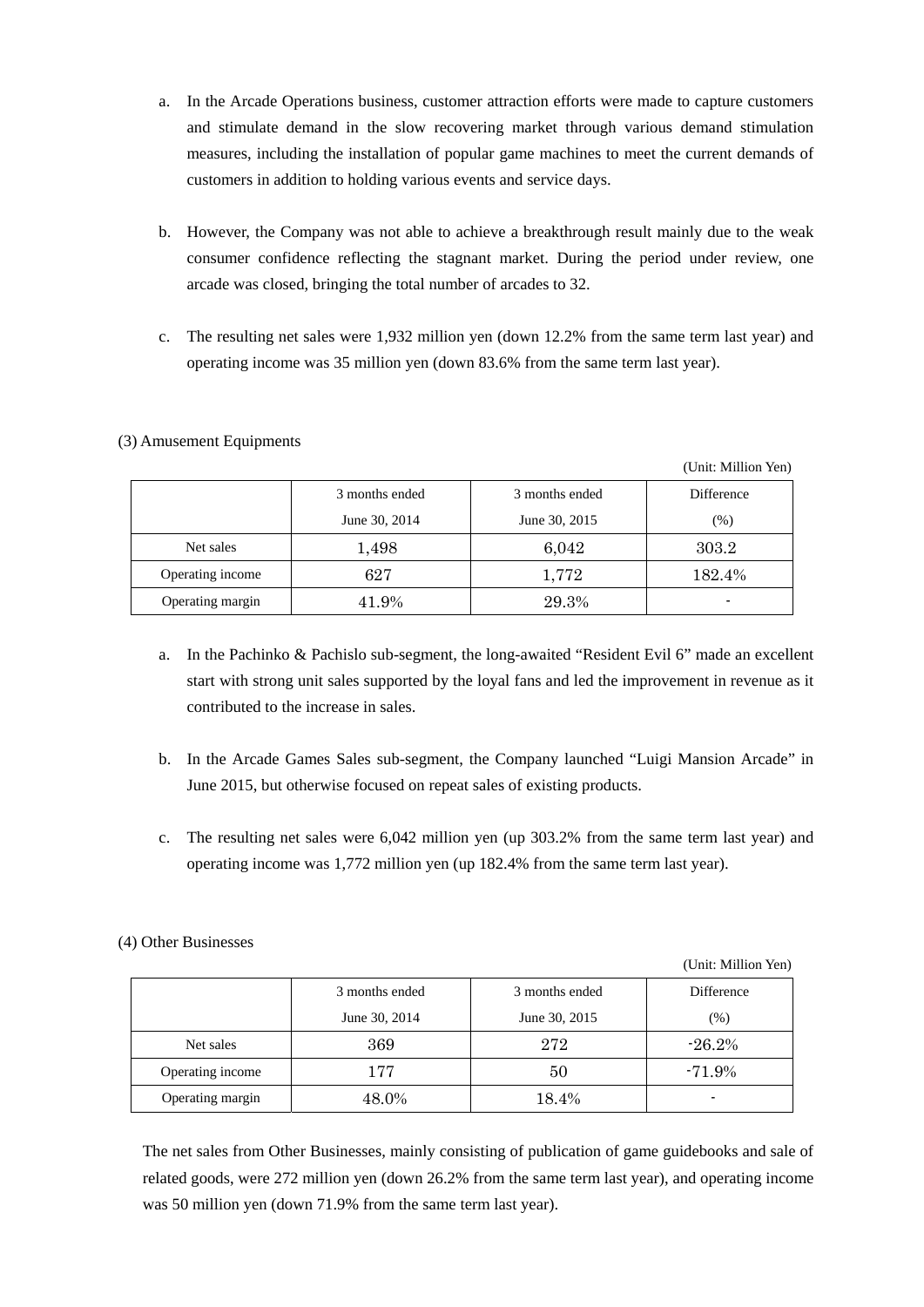a. In the Arcade Operations business, customer attraction efforts were made to capture customers and stimulate demand in the slow recovering market through various demand stimulation measures, including the installation of popular game machines to meet the current demands of customers in addition to holding various events and service days.

b. However, the Company was not able to achieve a breakthrough result mainly due to the weak consumer confidence reflecting the stagnant market. During the period under review, one arcade was closed, bringing the total number of arcades to 32.

c. The resulting net sales were 1,932 million yen (down 12.2% from the same term last year) and operating income was 35 million yen (down 83.6% from the same term last year).

(3) Amusement Equipments

(Unit: Million Yen)

| | 3 months ended June 30, 2014 | 3 months ended June 30, 2015 | Difference (%) |
|---|---|---|---|
| Net sales | 1,498 | 6,042 | 303.2 |
| Operating income | 627 | 1,772 | 182.4% |
| Operating margin | 41.9% | 29.3% | - |

a. In the Pachinko & Pachislo sub-segment, the long-awaited "Resident Evil 6" made an excellent start with strong unit sales supported by the loyal fans and led the improvement in revenue as it contributed to the increase in sales.

b. In the Arcade Games Sales sub-segment, the Company launched "Luigi Mansion Arcade" in June 2015, but otherwise focused on repeat sales of existing products.

c. The resulting net sales were 6,042 million yen (up 303.2% from the same term last year) and operating income was 1,772 million yen (up 182.4% from the same term last year).

(4) Other Businesses

(Unit: Million Yen)

| | 3 months ended June 30, 2014 | 3 months ended June 30, 2015 | Difference (%) |
|---|---|---|---|
| Net sales | 369 | 272 | -26.2% |
| Operating income | 177 | 50 | -71.9% |
| Operating margin | 48.0% | 18.4% | - |

The net sales from Other Businesses, mainly consisting of publication of game guidebooks and sale of related goods, were 272 million yen (down 26.2% from the same term last year), and operating income was 50 million yen (down 71.9% from the same term last year).